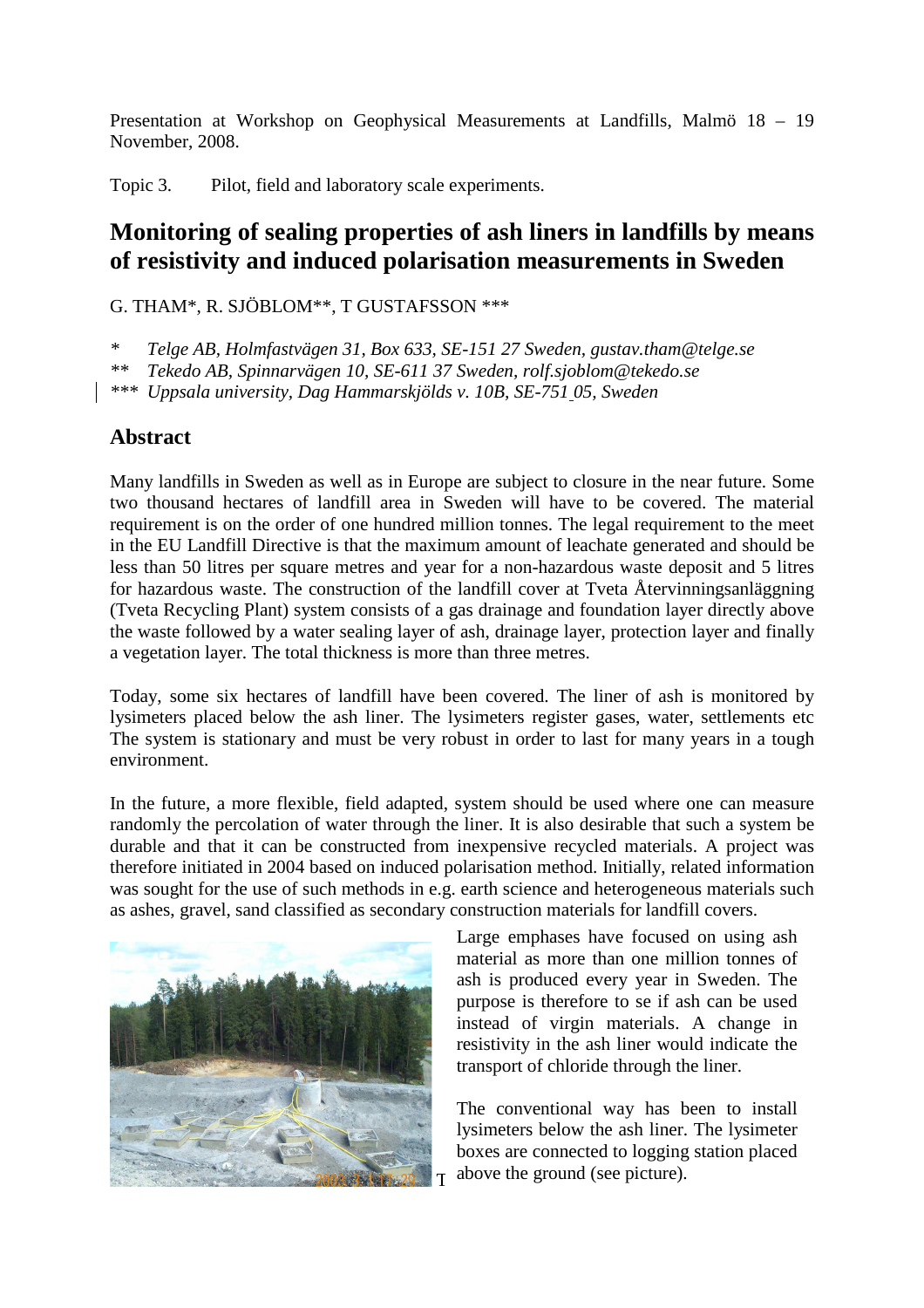Presentation at Workshop on Geophysical Measurements at Landfills, Malmö 18 – 19 November, 2008.

Topic 3. Pilot, field and laboratory scale experiments.

# Monitoring of sealing properties of ash liners in landfills by means of resistivity and induced polarisation measurements in Sweden

G. THAM*, R. SJÖBLOM**, T GUSTAFSSON ***

*\* Telge AB, Holmfastvägen 31, Box 633, SE-151 27 Sweden, gustav.tham@telge.se*
*\*\* Tekedo AB, Spinnarvägen 10, SE-611 37 Sweden, rolf.sjoblom@tekedo.se*
*\*\*\* Uppsala university, Dag Hammarskjölds v. 10B, SE-751 05, Sweden*

## Abstract

Many landfills in Sweden as well as in Europe are subject to closure in the near future. Some two thousand hectares of landfill area in Sweden will have to be covered. The material requirement is on the order of one hundred million tonnes. The legal requirement to the meet in the EU Landfill Directive is that the maximum amount of leachate generated and should be less than 50 litres per square metres and year for a non-hazardous waste deposit and 5 litres for hazardous waste. The construction of the landfill cover at Tveta Återvinningsanläggning (Tveta Recycling Plant) system consists of a gas drainage and foundation layer directly above the waste followed by a water sealing layer of ash, drainage layer, protection layer and finally a vegetation layer. The total thickness is more than three metres.

Today, some six hectares of landfill have been covered. The liner of ash is monitored by lysimeters placed below the ash liner. The lysimeters register gases, water, settlements etc The system is stationary and must be very robust in order to last for many years in a tough environment.

In the future, a more flexible, field adapted, system should be used where one can measure randomly the percolation of water through the liner. It is also desirable that such a system be durable and that it can be constructed from inexpensive recycled materials. A project was therefore initiated in 2004 based on induced polarisation method. Initially, related information was sought for the use of such methods in e.g. earth science and heterogeneous materials such as ashes, gravel, sand classified as secondary construction materials for landfill covers.

Large emphases have focused on using ash material as more than one million tonnes of ash is produced every year in Sweden. The purpose is therefore to se if ash can be used instead of virgin materials. A change in resistivity in the ash liner would indicate the transport of chloride through the liner.

The conventional way has been to install lysimeters below the ash liner. The lysimeter boxes are connected to logging station placed above the ground (see picture).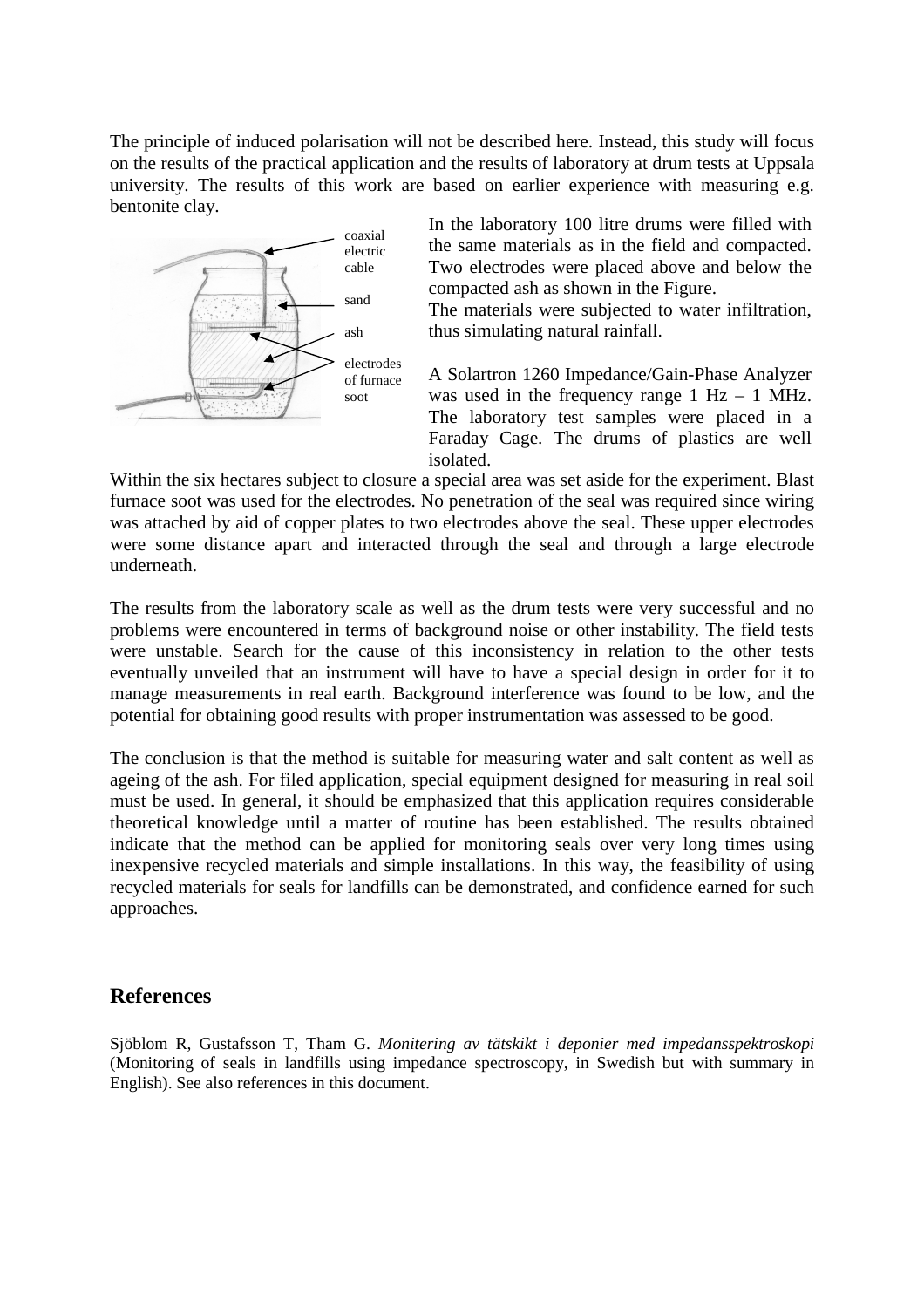The principle of induced polarisation will not be described here. Instead, this study will focus on the results of the practical application and the results of laboratory at drum tests at Uppsala university. The results of this work are based on earlier experience with measuring e.g. bentonite clay.

coaxial electric cable

sand

ash

electrodes of furnace soot

In the laboratory 100 litre drums were filled with the same materials as in the field and compacted. Two electrodes were placed above and below the compacted ash as shown in the Figure. The materials were subjected to water infiltration, thus simulating natural rainfall.

A Solartron 1260 Impedance/Gain-Phase Analyzer was used in the frequency range 1 Hz – 1 MHz. The laboratory test samples were placed in a Faraday Cage. The drums of plastics are well isolated.

Within the six hectares subject to closure a special area was set aside for the experiment. Blast furnace soot was used for the electrodes. No penetration of the seal was required since wiring was attached by aid of copper plates to two electrodes above the seal. These upper electrodes were some distance apart and interacted through the seal and through a large electrode underneath.

The results from the laboratory scale as well as the drum tests were very successful and no problems were encountered in terms of background noise or other instability. The field tests were unstable. Search for the cause of this inconsistency in relation to the other tests eventually unveiled that an instrument will have to have a special design in order for it to manage measurements in real earth. Background interference was found to be low, and the potential for obtaining good results with proper instrumentation was assessed to be good.

The conclusion is that the method is suitable for measuring water and salt content as well as ageing of the ash. For filed application, special equipment designed for measuring in real soil must be used. In general, it should be emphasized that this application requires considerable theoretical knowledge until a matter of routine has been established. The results obtained indicate that the method can be applied for monitoring seals over very long times using inexpensive recycled materials and simple installations. In this way, the feasibility of using recycled materials for seals for landfills can be demonstrated, and confidence earned for such approaches.

## References

Sjöblom R, Gustafsson T, Tham G. *Monitering av tätskikt i deponier med impedansspektroskopi* (Monitoring of seals in landfills using impedance spectroscopy, in Swedish but with summary in English). See also references in this document.